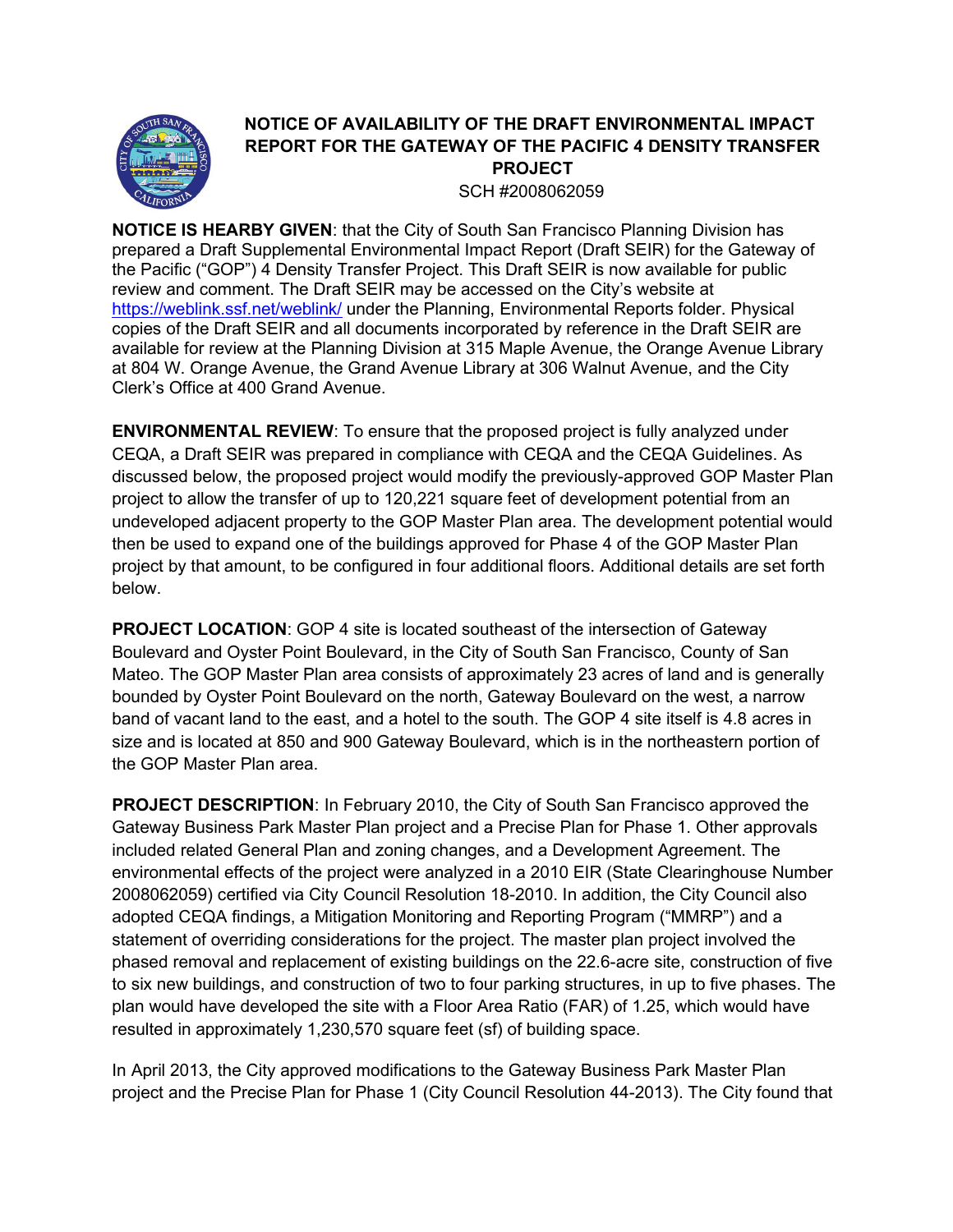# NOTICE OF AVAILABILITY OF THE DRAFT ENVIRONMENTAL IMPACT REPORT FOR THE GATEWAY OF THE PACIFIC 4 DENSITY TRANSFER PROJECT

SCH #2008062059

**NOTICE IS HEARBY GIVEN**: that the City of South San Francisco Planning Division has prepared a Draft Supplemental Environmental Impact Report (Draft SEIR) for the Gateway of the Pacific ("GOP") 4 Density Transfer Project. This Draft SEIR is now available for public review and comment. The Draft SEIR may be accessed on the City's website at https://weblink.ssf.net/weblink/ under the Planning, Environmental Reports folder. Physical copies of the Draft SEIR and all documents incorporated by reference in the Draft SEIR are available for review at the Planning Division at 315 Maple Avenue, the Orange Avenue Library at 804 W. Orange Avenue, the Grand Avenue Library at 306 Walnut Avenue, and the City Clerk's Office at 400 Grand Avenue.

**ENVIRONMENTAL REVIEW**: To ensure that the proposed project is fully analyzed under CEQA, a Draft SEIR was prepared in compliance with CEQA and the CEQA Guidelines. As discussed below, the proposed project would modify the previously-approved GOP Master Plan project to allow the transfer of up to 120,221 square feet of development potential from an undeveloped adjacent property to the GOP Master Plan area. The development potential would then be used to expand one of the buildings approved for Phase 4 of the GOP Master Plan project by that amount, to be configured in four additional floors. Additional details are set forth below.

**PROJECT LOCATION**: GOP 4 site is located southeast of the intersection of Gateway Boulevard and Oyster Point Boulevard, in the City of South San Francisco, County of San Mateo. The GOP Master Plan area consists of approximately 23 acres of land and is generally bounded by Oyster Point Boulevard on the north, Gateway Boulevard on the west, a narrow band of vacant land to the east, and a hotel to the south. The GOP 4 site itself is 4.8 acres in size and is located at 850 and 900 Gateway Boulevard, which is in the northeastern portion of the GOP Master Plan area.

**PROJECT DESCRIPTION**: In February 2010, the City of South San Francisco approved the Gateway Business Park Master Plan project and a Precise Plan for Phase 1. Other approvals included related General Plan and zoning changes, and a Development Agreement. The environmental effects of the project were analyzed in a 2010 EIR (State Clearinghouse Number 2008062059) certified via City Council Resolution 18-2010. In addition, the City Council also adopted CEQA findings, a Mitigation Monitoring and Reporting Program ("MMRP") and a statement of overriding considerations for the project. The master plan project involved the phased removal and replacement of existing buildings on the 22.6-acre site, construction of five to six new buildings, and construction of two to four parking structures, in up to five phases. The plan would have developed the site with a Floor Area Ratio (FAR) of 1.25, which would have resulted in approximately 1,230,570 square feet (sf) of building space.

In April 2013, the City approved modifications to the Gateway Business Park Master Plan project and the Precise Plan for Phase 1 (City Council Resolution 44-2013). The City found that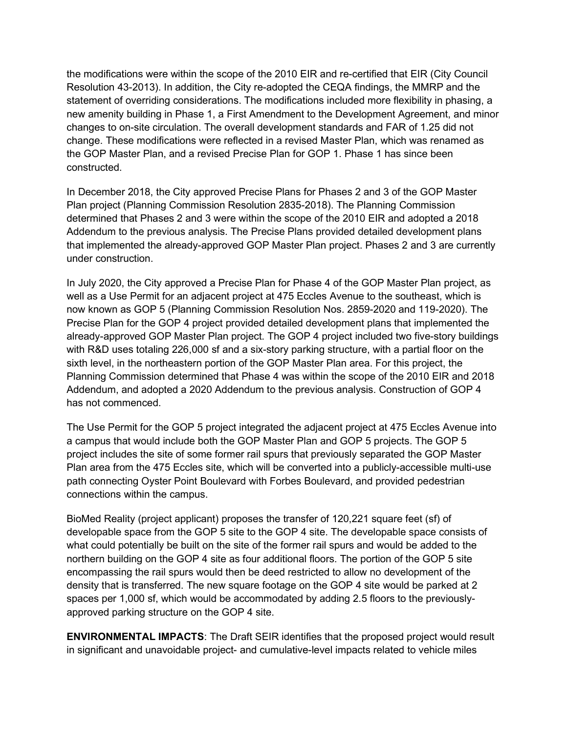the modifications were within the scope of the 2010 EIR and re-certified that EIR (City Council Resolution 43-2013). In addition, the City re-adopted the CEQA findings, the MMRP and the statement of overriding considerations. The modifications included more flexibility in phasing, a new amenity building in Phase 1, a First Amendment to the Development Agreement, and minor changes to on-site circulation. The overall development standards and FAR of 1.25 did not change. These modifications were reflected in a revised Master Plan, which was renamed as the GOP Master Plan, and a revised Precise Plan for GOP 1. Phase 1 has since been constructed.

In December 2018, the City approved Precise Plans for Phases 2 and 3 of the GOP Master Plan project (Planning Commission Resolution 2835-2018). The Planning Commission determined that Phases 2 and 3 were within the scope of the 2010 EIR and adopted a 2018 Addendum to the previous analysis. The Precise Plans provided detailed development plans that implemented the already-approved GOP Master Plan project. Phases 2 and 3 are currently under construction.

In July 2020, the City approved a Precise Plan for Phase 4 of the GOP Master Plan project, as well as a Use Permit for an adjacent project at 475 Eccles Avenue to the southeast, which is now known as GOP 5 (Planning Commission Resolution Nos. 2859-2020 and 119-2020). The Precise Plan for the GOP 4 project provided detailed development plans that implemented the already-approved GOP Master Plan project. The GOP 4 project included two five-story buildings with R&D uses totaling 226,000 sf and a six-story parking structure, with a partial floor on the sixth level, in the northeastern portion of the GOP Master Plan area. For this project, the Planning Commission determined that Phase 4 was within the scope of the 2010 EIR and 2018 Addendum, and adopted a 2020 Addendum to the previous analysis. Construction of GOP 4 has not commenced.

The Use Permit for the GOP 5 project integrated the adjacent project at 475 Eccles Avenue into a campus that would include both the GOP Master Plan and GOP 5 projects. The GOP 5 project includes the site of some former rail spurs that previously separated the GOP Master Plan area from the 475 Eccles site, which will be converted into a publicly-accessible multi-use path connecting Oyster Point Boulevard with Forbes Boulevard, and provided pedestrian connections within the campus.

BioMed Reality (project applicant) proposes the transfer of 120,221 square feet (sf) of developable space from the GOP 5 site to the GOP 4 site. The developable space consists of what could potentially be built on the site of the former rail spurs and would be added to the northern building on the GOP 4 site as four additional floors. The portion of the GOP 5 site encompassing the rail spurs would then be deed restricted to allow no development of the density that is transferred. The new square footage on the GOP 4 site would be parked at 2 spaces per 1,000 sf, which would be accommodated by adding 2.5 floors to the previously-approved parking structure on the GOP 4 site.

**ENVIRONMENTAL IMPACTS**: The Draft SEIR identifies that the proposed project would result in significant and unavoidable project- and cumulative-level impacts related to vehicle miles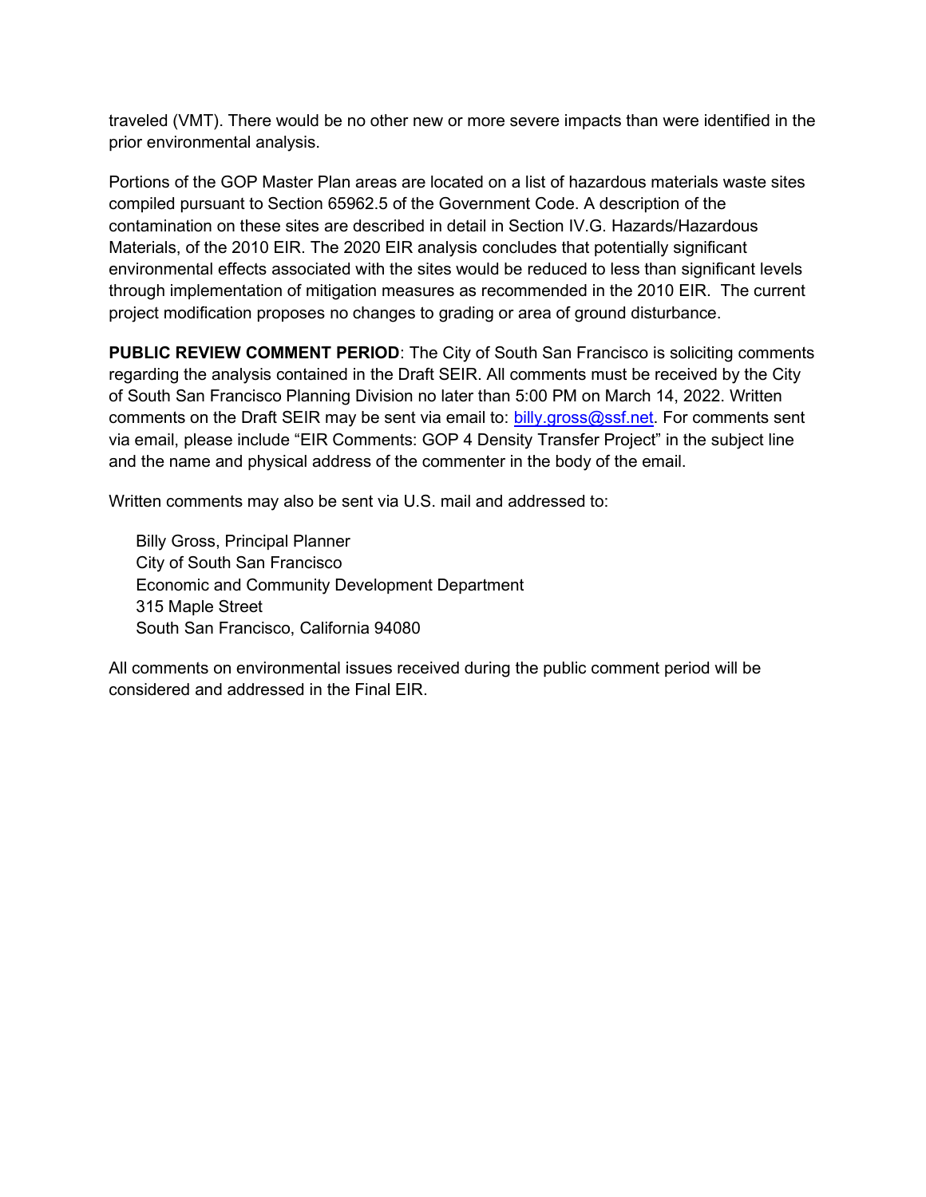traveled (VMT). There would be no other new or more severe impacts than were identified in the prior environmental analysis.

Portions of the GOP Master Plan areas are located on a list of hazardous materials waste sites compiled pursuant to Section 65962.5 of the Government Code. A description of the contamination on these sites are described in detail in Section IV.G. Hazards/Hazardous Materials, of the 2010 EIR. The 2020 EIR analysis concludes that potentially significant environmental effects associated with the sites would be reduced to less than significant levels through implementation of mitigation measures as recommended in the 2010 EIR. The current project modification proposes no changes to grading or area of ground disturbance.

**PUBLIC REVIEW COMMENT PERIOD**: The City of South San Francisco is soliciting comments regarding the analysis contained in the Draft SEIR. All comments must be received by the City of South San Francisco Planning Division no later than 5:00 PM on March 14, 2022. Written comments on the Draft SEIR may be sent via email to: billy.gross@ssf.net. For comments sent via email, please include "EIR Comments: GOP 4 Density Transfer Project" in the subject line and the name and physical address of the commenter in the body of the email.

Written comments may also be sent via U.S. mail and addressed to:

Billy Gross, Principal Planner
City of South San Francisco
Economic and Community Development Department
315 Maple Street
South San Francisco, California 94080

All comments on environmental issues received during the public comment period will be considered and addressed in the Final EIR.